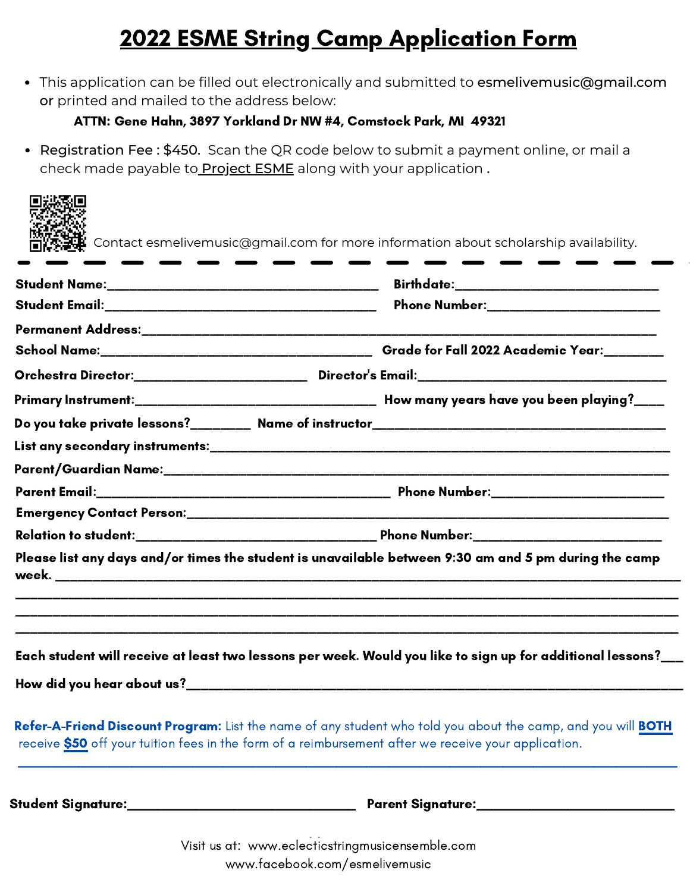# 2022 ESME String Camp Application Form

- This application can be filled out electronically and submitted to esmelivemusic@gmail.com or printed and mailed to the address below:

  **ATTN: Gene Hahn, 3897 Yorkland Dr NW #4, Comstock Park, MI 49321**

- Registration Fee : $450. Scan the QR code below to submit a payment online, or mail a check made payable to Project ESME along with your application .

Contact esmelivemusic@gmail.com for more information about scholarship availability.

---

**Student Name:**_______________________________________ **Birthdate:**____________________________

**Student Email:**_______________________________________ **Phone Number:**________________________

**Permanent Address:**__________________________________________________________________________

**School Name:**_______________________________________ **Grade for Fall 2022 Academic Year:**________

**Orchestra Director:**________________________ **Director's Email:**___________________________________

**Primary Instrument:**__________________________________ **How many years have you been playing?**____

**Do you take private lessons?**________ **Name of instructor**________________________________________

**List any secondary instruments:**_______________________________________________________________

**Parent/Guardian Name:**______________________________________________________________________

**Parent Email:**_______________________________________ **Phone Number:**________________________

**Emergency Contact Person:**___________________________________________________________________

**Relation to student:**_________________________________ **Phone Number:**_________________________

**Please list any days and/or times the student is unavailable between 9:30 am and 5 pm during the camp week.** ____________________________________________________________________________________

______________________________________________________________________________________________

______________________________________________________________________________________________

______________________________________________________________________________________________

**Each student will receive at least two lessons per week. Would you like to sign up for additional lessons?**___

**How did you hear about us?**___________________________________________________________________

**Refer-A-Friend Discount Program:** List the name of any student who told you about the camp, and you will **BOTH** receive **$50** off your tuition fees in the form of a reimbursement after we receive your application.

______________________________________________________________________________________________

**Student Signature:**______________________________ **Parent Signature:**___________________________

Visit us at: www.eclecticstringmusicensemble.com
www.facebook.com/esmelivemusic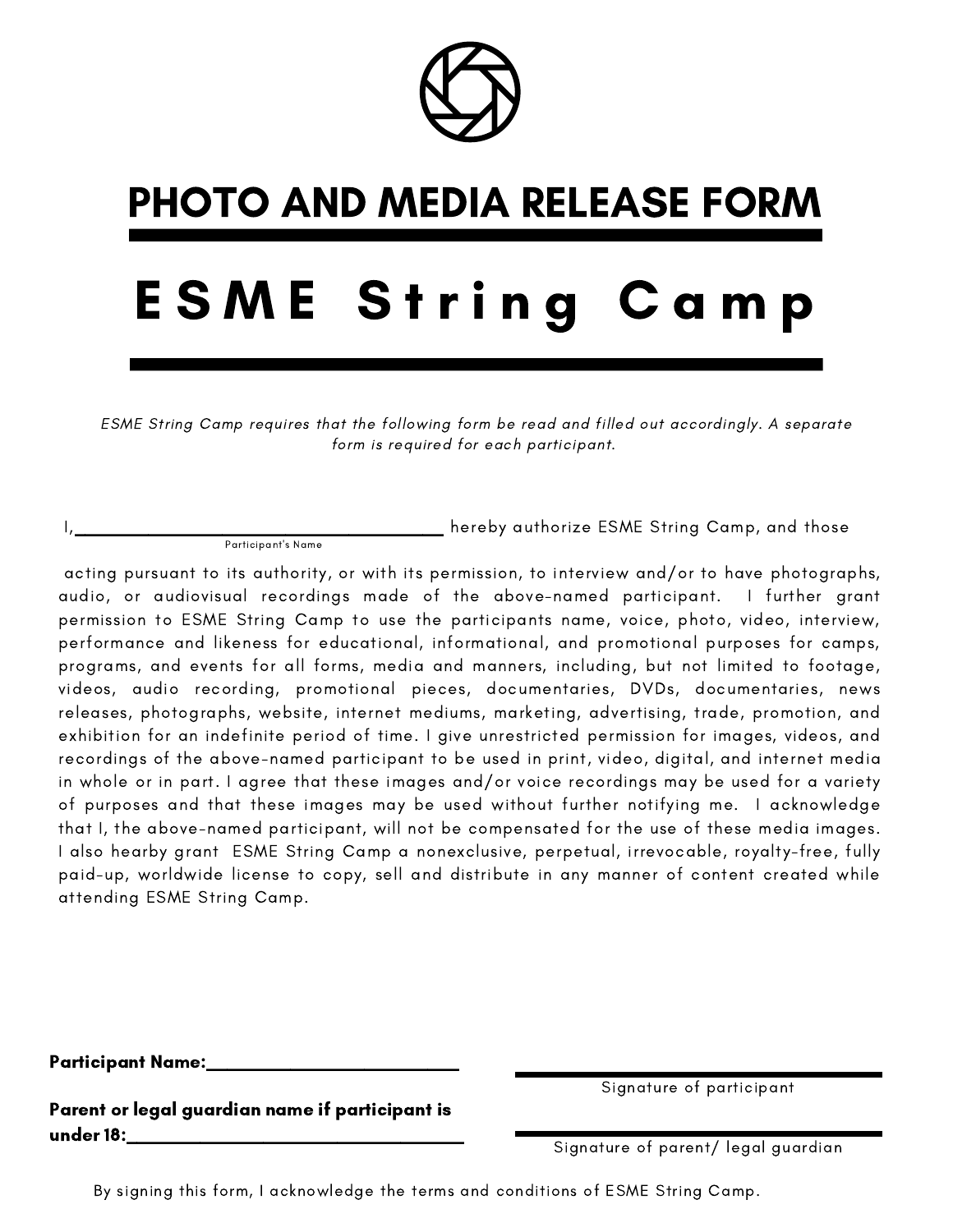# PHOTO AND MEDIA RELEASE FORM

# E S M E String Camp

*ESME String Camp requires that the following form be read and filled out accordingly. A separate form is required for each participant.*

I,\_\_\_\_\_\_\_\_\_\_\_\_\_\_\_\_\_\_\_\_\_\_\_\_\_\_\_\_\_\_\_\_\_\_ hereby authorize ESME String Camp, and those
Participant's Name

acting pursuant to its authority, or with its permission, to interview and/or to have photographs, audio, or audiovisual recordings made of the above-named participant. I further grant permission to ESME String Camp to use the participants name, voice, photo, video, interview, performance and likeness for educational, informational, and promotional purposes for camps, programs, and events for all forms, media and manners, including, but not limited to footage, videos, audio recording, promotional pieces, documentaries, DVDs, documentaries, news releases, photographs, website, internet mediums, marketing, advertising, trade, promotion, and exhibition for an indefinite period of time. I give unrestricted permission for images, videos, and recordings of the above-named participant to be used in print, video, digital, and internet media in whole or in part. I agree that these images and/or voice recordings may be used for a variety of purposes and that these images may be used without further notifying me. I acknowledge that I, the above-named participant, will not be compensated for the use of these media images. I also hearby grant ESME String Camp a nonexclusive, perpetual, irrevocable, royalty-free, fully paid-up, worldwide license to copy, sell and distribute in any manner of content created while attending ESME String Camp.

**Participant Name:**\_\_\_\_\_\_\_\_\_\_\_\_\_\_\_\_\_\_\_\_\_\_\_\_\_\_

\_\_\_\_\_\_\_\_\_\_\_\_\_\_\_\_\_\_\_\_\_\_\_\_\_\_\_\_\_\_\_\_\_\_\_\_
Signature of participant

**Parent or legal guardian name if participant is under 18:**\_\_\_\_\_\_\_\_\_\_\_\_\_\_\_\_\_\_\_\_\_\_\_\_\_\_\_\_\_\_

\_\_\_\_\_\_\_\_\_\_\_\_\_\_\_\_\_\_\_\_\_\_\_\_\_\_\_\_\_\_\_\_\_\_\_\_
Signature of parent/ legal guardian

By signing this form, I acknowledge the terms and conditions of ESME String Camp.